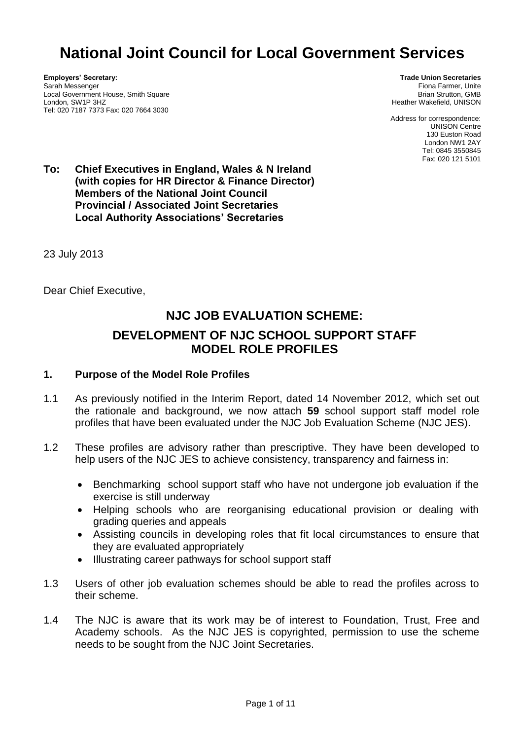# National Joint Council for Local Government Services

**Employers' Secretary:**
Sarah Messenger
Local Government House, Smith Square
London, SW1P 3HZ
Tel: 020 7187 7373 Fax: 020 7664 3030

**Trade Union Secretaries**
Fiona Farmer, Unite
Brian Strutton, GMB
Heather Wakefield, UNISON

Address for correspondence:
UNISON Centre
130 Euston Road
London NW1 2AY
Tel: 0845 3550845
Fax: 020 121 5101

**To: Chief Executives in England, Wales & N Ireland**
**(with copies for HR Director & Finance Director)**
**Members of the National Joint Council**
**Provincial / Associated Joint Secretaries**
**Local Authority Associations' Secretaries**

23 July 2013

Dear Chief Executive,

## NJC JOB EVALUATION SCHEME:

## DEVELOPMENT OF NJC SCHOOL SUPPORT STAFF MODEL ROLE PROFILES

### 1. Purpose of the Model Role Profiles

1.1 As previously notified in the Interim Report, dated 14 November 2012, which set out the rationale and background, we now attach **59** school support staff model role profiles that have been evaluated under the NJC Job Evaluation Scheme (NJC JES).

1.2 These profiles are advisory rather than prescriptive. They have been developed to help users of the NJC JES to achieve consistency, transparency and fairness in:

- Benchmarking school support staff who have not undergone job evaluation if the exercise is still underway
- Helping schools who are reorganising educational provision or dealing with grading queries and appeals
- Assisting councils in developing roles that fit local circumstances to ensure that they are evaluated appropriately
- Illustrating career pathways for school support staff

1.3 Users of other job evaluation schemes should be able to read the profiles across to their scheme.

1.4 The NJC is aware that its work may be of interest to Foundation, Trust, Free and Academy schools. As the NJC JES is copyrighted, permission to use the scheme needs to be sought from the NJC Joint Secretaries.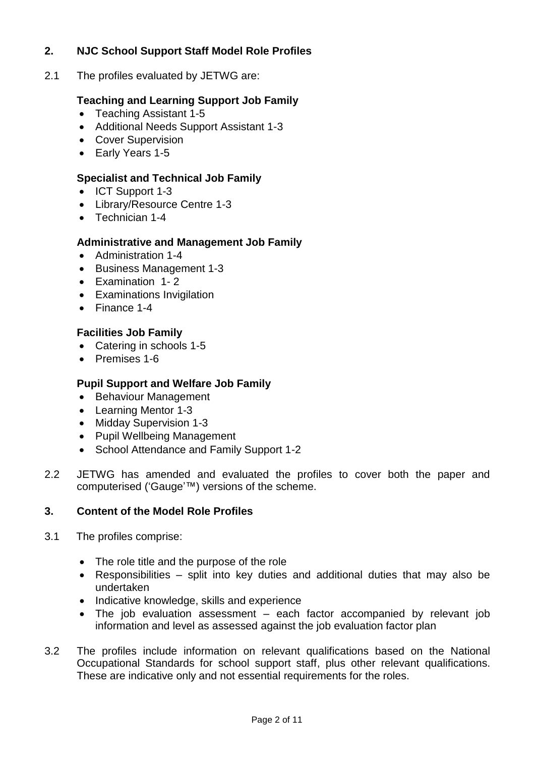## 2. NJC School Support Staff Model Role Profiles

2.1 The profiles evaluated by JETWG are:

**Teaching and Learning Support Job Family**

- Teaching Assistant 1-5
- Additional Needs Support Assistant 1-3
- Cover Supervision
- Early Years 1-5

**Specialist and Technical Job Family**

- ICT Support 1-3
- Library/Resource Centre 1-3
- Technician 1-4

**Administrative and Management Job Family**

- Administration 1-4
- Business Management 1-3
- Examination 1- 2
- Examinations Invigilation
- Finance 1-4

**Facilities Job Family**

- Catering in schools 1-5
- Premises 1-6

**Pupil Support and Welfare Job Family**

- Behaviour Management
- Learning Mentor 1-3
- Midday Supervision 1-3
- Pupil Wellbeing Management
- School Attendance and Family Support 1-2

2.2 JETWG has amended and evaluated the profiles to cover both the paper and computerised ('Gauge'™) versions of the scheme.

## 3. Content of the Model Role Profiles

3.1 The profiles comprise:

- The role title and the purpose of the role
- Responsibilities – split into key duties and additional duties that may also be undertaken
- Indicative knowledge, skills and experience
- The job evaluation assessment – each factor accompanied by relevant job information and level as assessed against the job evaluation factor plan

3.2 The profiles include information on relevant qualifications based on the National Occupational Standards for school support staff, plus other relevant qualifications. These are indicative only and not essential requirements for the roles.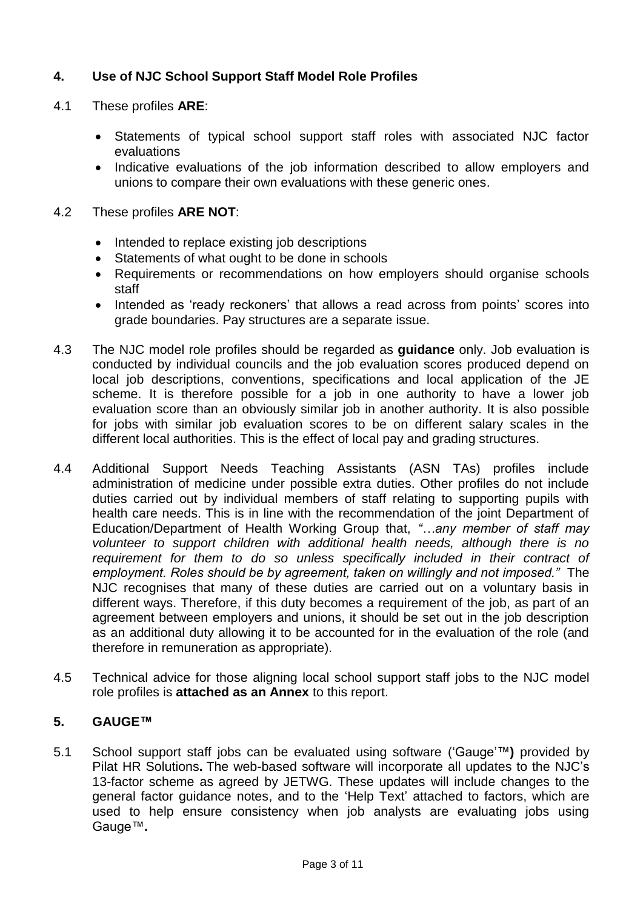## 4. Use of NJC School Support Staff Model Role Profiles

4.1 These profiles **ARE**:

- Statements of typical school support staff roles with associated NJC factor evaluations
- Indicative evaluations of the job information described to allow employers and unions to compare their own evaluations with these generic ones.

4.2 These profiles **ARE NOT**:

- Intended to replace existing job descriptions
- Statements of what ought to be done in schools
- Requirements or recommendations on how employers should organise schools staff
- Intended as 'ready reckoners' that allows a read across from points' scores into grade boundaries. Pay structures are a separate issue.

4.3 The NJC model role profiles should be regarded as **guidance** only. Job evaluation is conducted by individual councils and the job evaluation scores produced depend on local job descriptions, conventions, specifications and local application of the JE scheme. It is therefore possible for a job in one authority to have a lower job evaluation score than an obviously similar job in another authority. It is also possible for jobs with similar job evaluation scores to be on different salary scales in the different local authorities. This is the effect of local pay and grading structures.

4.4 Additional Support Needs Teaching Assistants (ASN TAs) profiles include administration of medicine under possible extra duties. Other profiles do not include duties carried out by individual members of staff relating to supporting pupils with health care needs. This is in line with the recommendation of the joint Department of Education/Department of Health Working Group that, *"…any member of staff may volunteer to support children with additional health needs, although there is no requirement for them to do so unless specifically included in their contract of employment. Roles should be by agreement, taken on willingly and not imposed."* The NJC recognises that many of these duties are carried out on a voluntary basis in different ways. Therefore, if this duty becomes a requirement of the job, as part of an agreement between employers and unions, it should be set out in the job description as an additional duty allowing it to be accounted for in the evaluation of the role (and therefore in remuneration as appropriate).

4.5 Technical advice for those aligning local school support staff jobs to the NJC model role profiles is **attached as an Annex** to this report.

## 5. GAUGE™

5.1 School support staff jobs can be evaluated using software ('Gauge'™**)** provided by Pilat HR Solutions**.** The web-based software will incorporate all updates to the NJC's 13-factor scheme as agreed by JETWG. These updates will include changes to the general factor guidance notes, and to the 'Help Text' attached to factors, which are used to help ensure consistency when job analysts are evaluating jobs using Gauge™**.**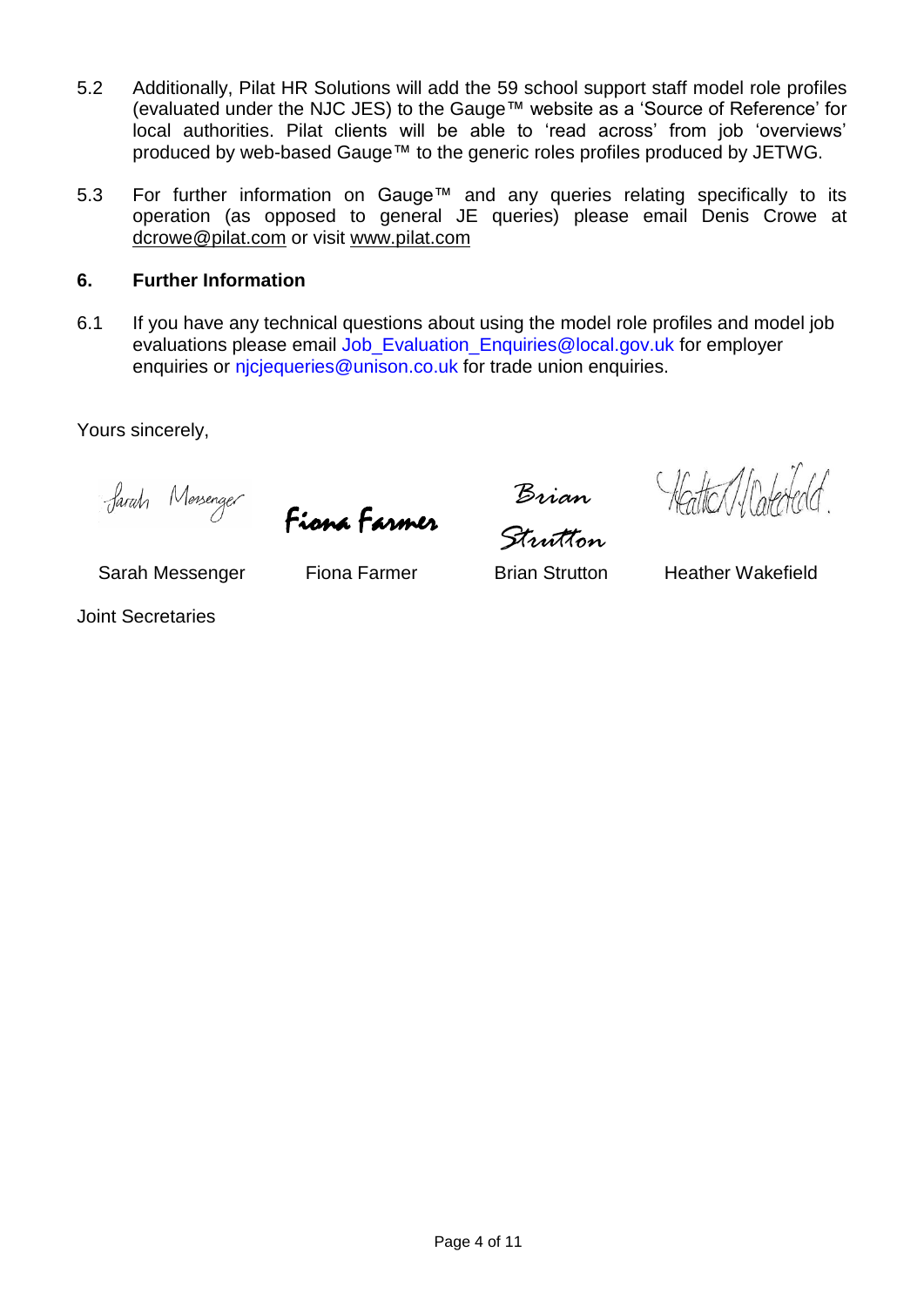5.2 Additionally, Pilat HR Solutions will add the 59 school support staff model role profiles (evaluated under the NJC JES) to the Gauge™ website as a 'Source of Reference' for local authorities. Pilat clients will be able to 'read across' from job 'overviews' produced by web-based Gauge™ to the generic roles profiles produced by JETWG.

5.3 For further information on Gauge™ and any queries relating specifically to its operation (as opposed to general JE queries) please email Denis Crowe at dcrowe@pilat.com or visit www.pilat.com

## 6. Further Information

6.1 If you have any technical questions about using the model role profiles and model job evaluations please email Job_Evaluation_Enquiries@local.gov.uk for employer enquiries or njcjequeries@unison.co.uk for trade union enquiries.

Yours sincerely,

Sarah Messenger    Fiona Farmer    Brian Strutton    Heather Wakefield

Joint Secretaries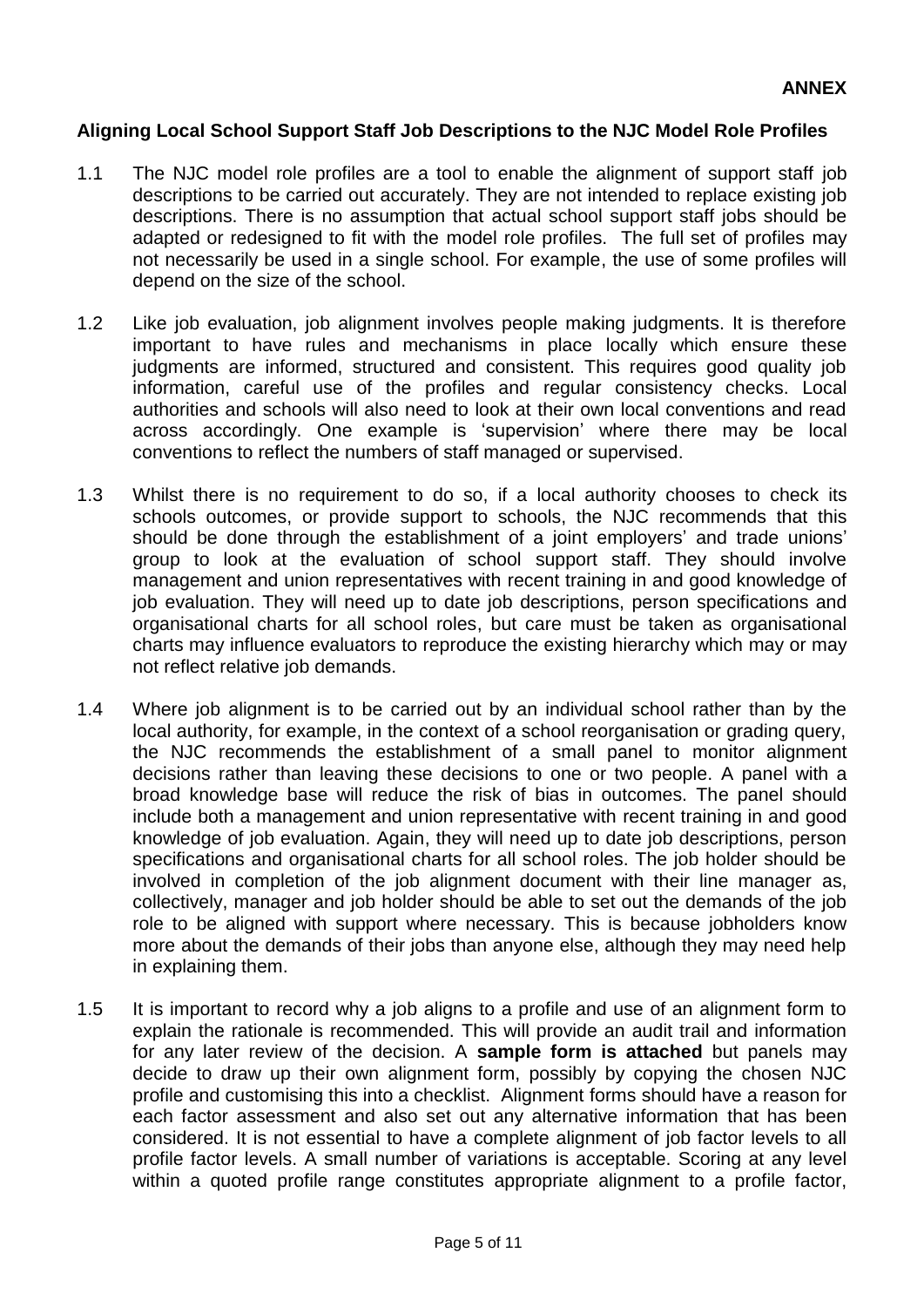**ANNEX**

**Aligning Local School Support Staff Job Descriptions to the NJC Model Role Profiles**

1.1 The NJC model role profiles are a tool to enable the alignment of support staff job descriptions to be carried out accurately. They are not intended to replace existing job descriptions. There is no assumption that actual school support staff jobs should be adapted or redesigned to fit with the model role profiles. The full set of profiles may not necessarily be used in a single school. For example, the use of some profiles will depend on the size of the school.

1.2 Like job evaluation, job alignment involves people making judgments. It is therefore important to have rules and mechanisms in place locally which ensure these judgments are informed, structured and consistent. This requires good quality job information, careful use of the profiles and regular consistency checks. Local authorities and schools will also need to look at their own local conventions and read across accordingly. One example is 'supervision' where there may be local conventions to reflect the numbers of staff managed or supervised.

1.3 Whilst there is no requirement to do so, if a local authority chooses to check its schools outcomes, or provide support to schools, the NJC recommends that this should be done through the establishment of a joint employers' and trade unions' group to look at the evaluation of school support staff. They should involve management and union representatives with recent training in and good knowledge of job evaluation. They will need up to date job descriptions, person specifications and organisational charts for all school roles, but care must be taken as organisational charts may influence evaluators to reproduce the existing hierarchy which may or may not reflect relative job demands.

1.4 Where job alignment is to be carried out by an individual school rather than by the local authority, for example, in the context of a school reorganisation or grading query, the NJC recommends the establishment of a small panel to monitor alignment decisions rather than leaving these decisions to one or two people. A panel with a broad knowledge base will reduce the risk of bias in outcomes. The panel should include both a management and union representative with recent training in and good knowledge of job evaluation. Again, they will need up to date job descriptions, person specifications and organisational charts for all school roles. The job holder should be involved in completion of the job alignment document with their line manager as, collectively, manager and job holder should be able to set out the demands of the job role to be aligned with support where necessary. This is because jobholders know more about the demands of their jobs than anyone else, although they may need help in explaining them.

1.5 It is important to record why a job aligns to a profile and use of an alignment form to explain the rationale is recommended. This will provide an audit trail and information for any later review of the decision. A **sample form is attached** but panels may decide to draw up their own alignment form, possibly by copying the chosen NJC profile and customising this into a checklist. Alignment forms should have a reason for each factor assessment and also set out any alternative information that has been considered. It is not essential to have a complete alignment of job factor levels to all profile factor levels. A small number of variations is acceptable. Scoring at any level within a quoted profile range constitutes appropriate alignment to a profile factor,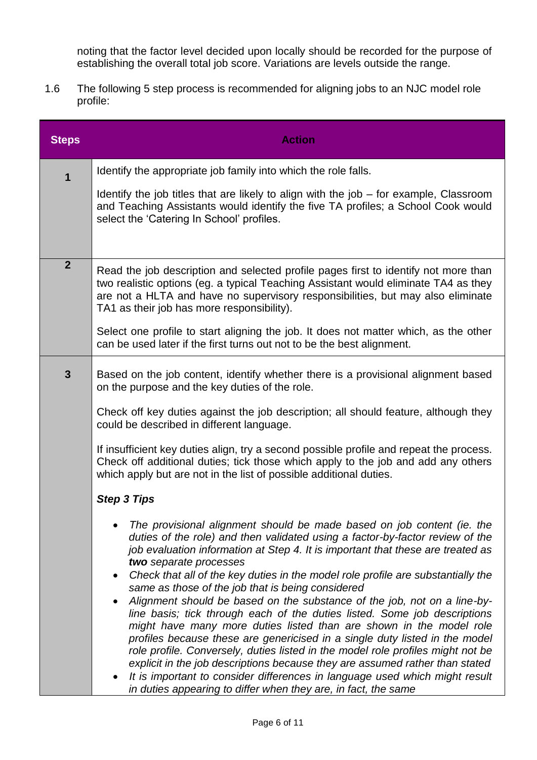noting that the factor level decided upon locally should be recorded for the purpose of establishing the overall total job score. Variations are levels outside the range.

1.6 The following 5 step process is recommended for aligning jobs to an NJC model role profile:

| Steps | Action |
|---|---|
| **1** | Identify the appropriate job family into which the role falls.<br><br>Identify the job titles that are likely to align with the job – for example, Classroom and Teaching Assistants would identify the five TA profiles; a School Cook would select the 'Catering In School' profiles. |
| **2** | Read the job description and selected profile pages first to identify not more than two realistic options (eg. a typical Teaching Assistant would eliminate TA4 as they are not a HLTA and have no supervisory responsibilities, but may also eliminate TA1 as their job has more responsibility).<br><br>Select one profile to start aligning the job. It does not matter which, as the other can be used later if the first turns out not to be the best alignment. |
| **3** | Based on the job content, identify whether there is a provisional alignment based on the purpose and the key duties of the role.<br><br>Check off key duties against the job description; all should feature, although they could be described in different language.<br><br>If insufficient key duties align, try a second possible profile and repeat the process. Check off additional duties; tick those which apply to the job and add any others which apply but are not in the list of possible additional duties.<br><br>***Step 3 Tips***<br><br>• *The provisional alignment should be made based on job content (ie. the duties of the role) and then validated using a factor-by-factor review of the job evaluation information at Step 4. It is important that these are treated as **two** separate processes*<br>• *Check that all of the key duties in the model role profile are substantially the same as those of the job that is being considered*<br>• *Alignment should be based on the substance of the job, not on a line-by-line basis; tick through each of the duties listed. Some job descriptions might have many more duties listed than are shown in the model role profiles because these are genericised in a single duty listed in the model role profile. Conversely, duties listed in the model role profiles might not be explicit in the job descriptions because they are assumed rather than stated*<br>• *It is important to consider differences in language used which might result in duties appearing to differ when they are, in fact, the same* |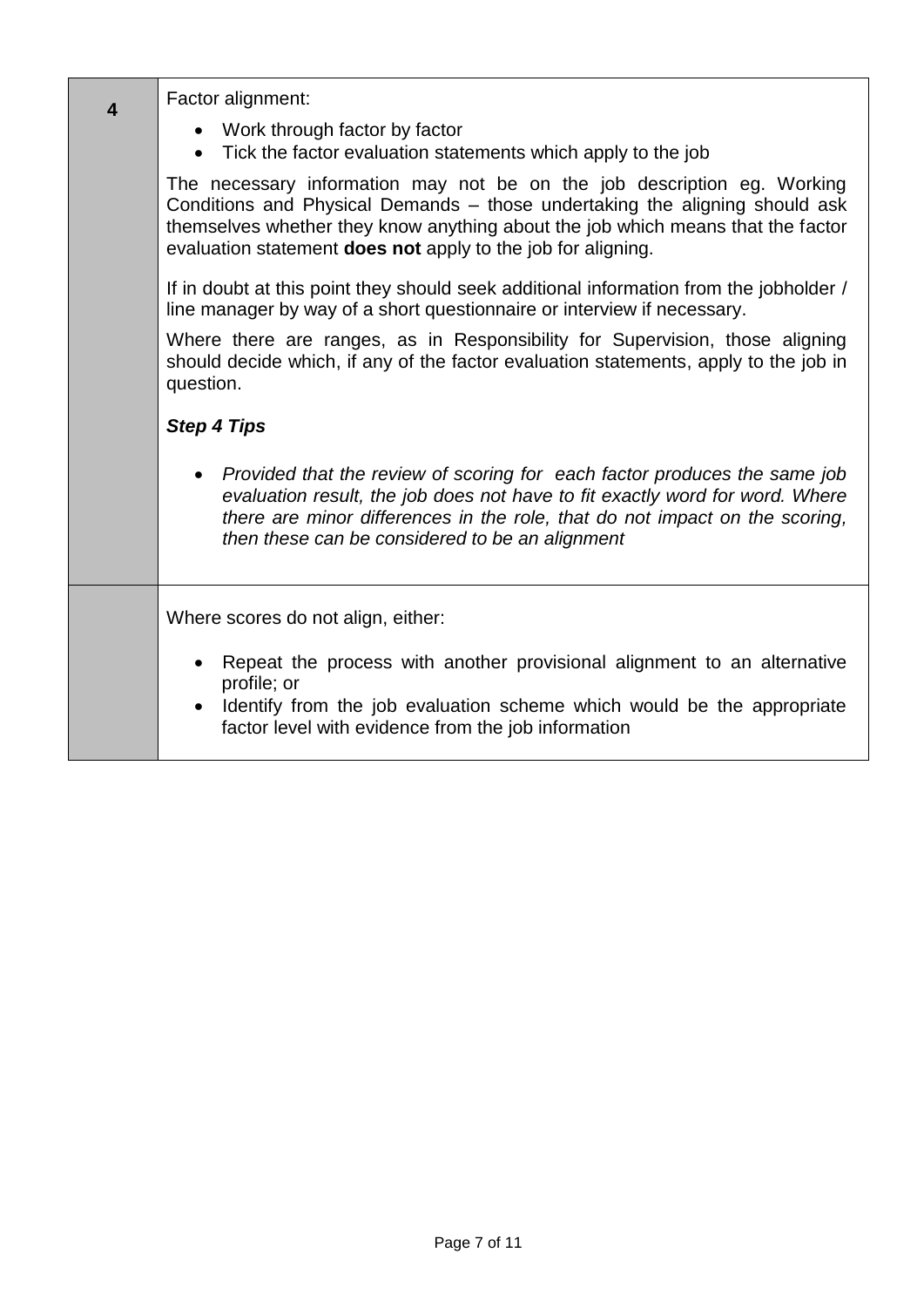| | |
|---|---|
| **4** | Factor alignment:<br><br>• Work through factor by factor<br>• Tick the factor evaluation statements which apply to the job<br><br>The necessary information may not be on the job description eg. Working Conditions and Physical Demands – those undertaking the aligning should ask themselves whether they know anything about the job which means that the factor evaluation statement **does not** apply to the job for aligning.<br><br>If in doubt at this point they should seek additional information from the jobholder / line manager by way of a short questionnaire or interview if necessary.<br><br>Where there are ranges, as in Responsibility for Supervision, those aligning should decide which, if any of the factor evaluation statements, apply to the job in question.<br><br>***Step 4 Tips***<br><br>• *Provided that the review of scoring for each factor produces the same job evaluation result, the job does not have to fit exactly word for word. Where there are minor differences in the role, that do not impact on the scoring, then these can be considered to be an alignment* |
| | Where scores do not align, either:<br><br>• Repeat the process with another provisional alignment to an alternative profile; or<br>• Identify from the job evaluation scheme which would be the appropriate factor level with evidence from the job information |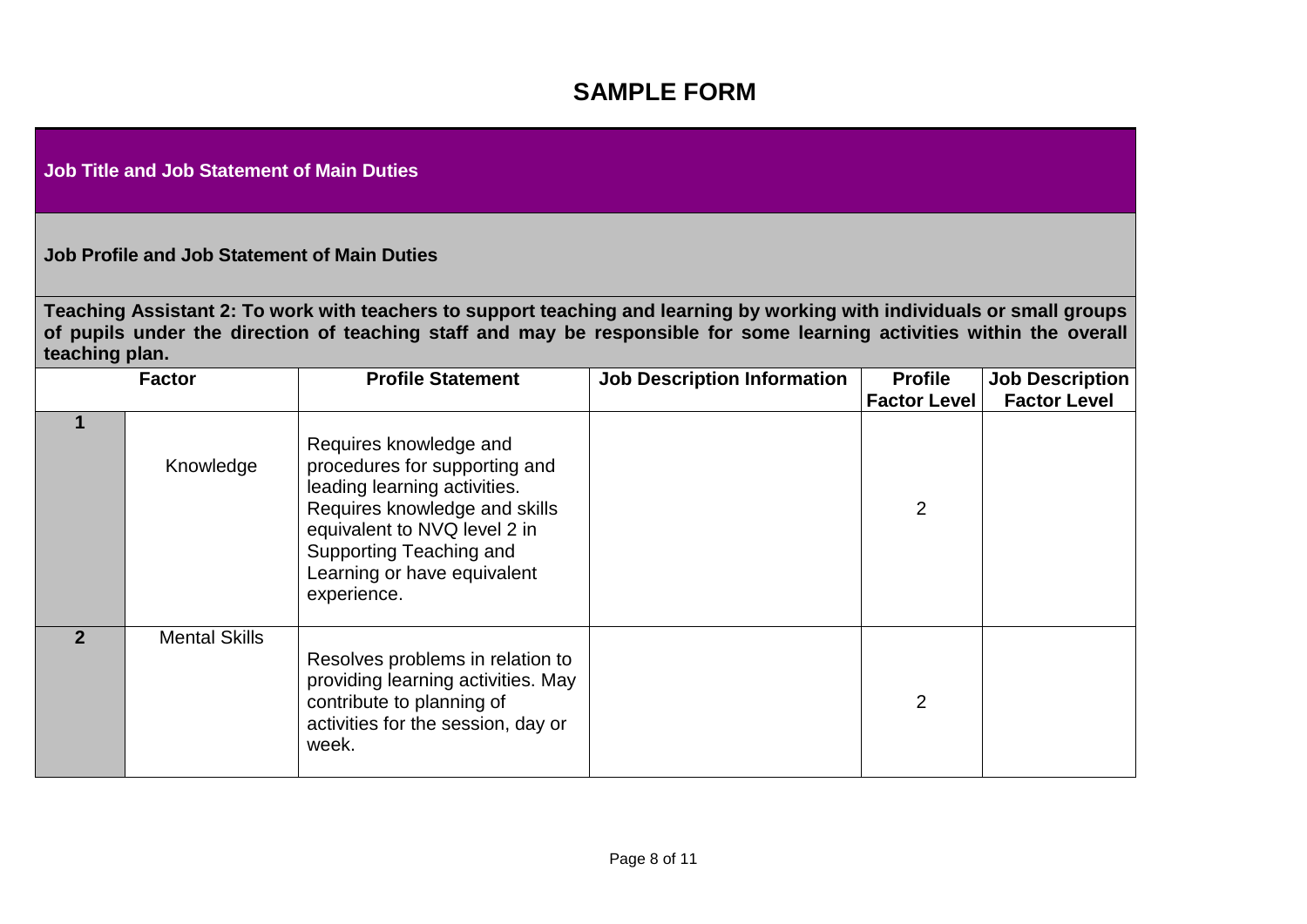# SAMPLE FORM

**Job Title and Job Statement of Main Duties**

**Job Profile and Job Statement of Main Duties**

**Teaching Assistant 2: To work with teachers to support teaching and learning by working with individuals or small groups of pupils under the direction of teaching staff and may be responsible for some learning activities within the overall teaching plan.**

| Factor | | Profile Statement | Job Description Information | Profile Factor Level | Job Description Factor Level |
|---|---|---|---|---|---|
| **1** | Knowledge | Requires knowledge and procedures for supporting and leading learning activities. Requires knowledge and skills equivalent to NVQ level 2 in Supporting Teaching and Learning or have equivalent experience. | | 2 | |
| **2** | Mental Skills | Resolves problems in relation to providing learning activities. May contribute to planning of activities for the session, day or week. | | 2 | |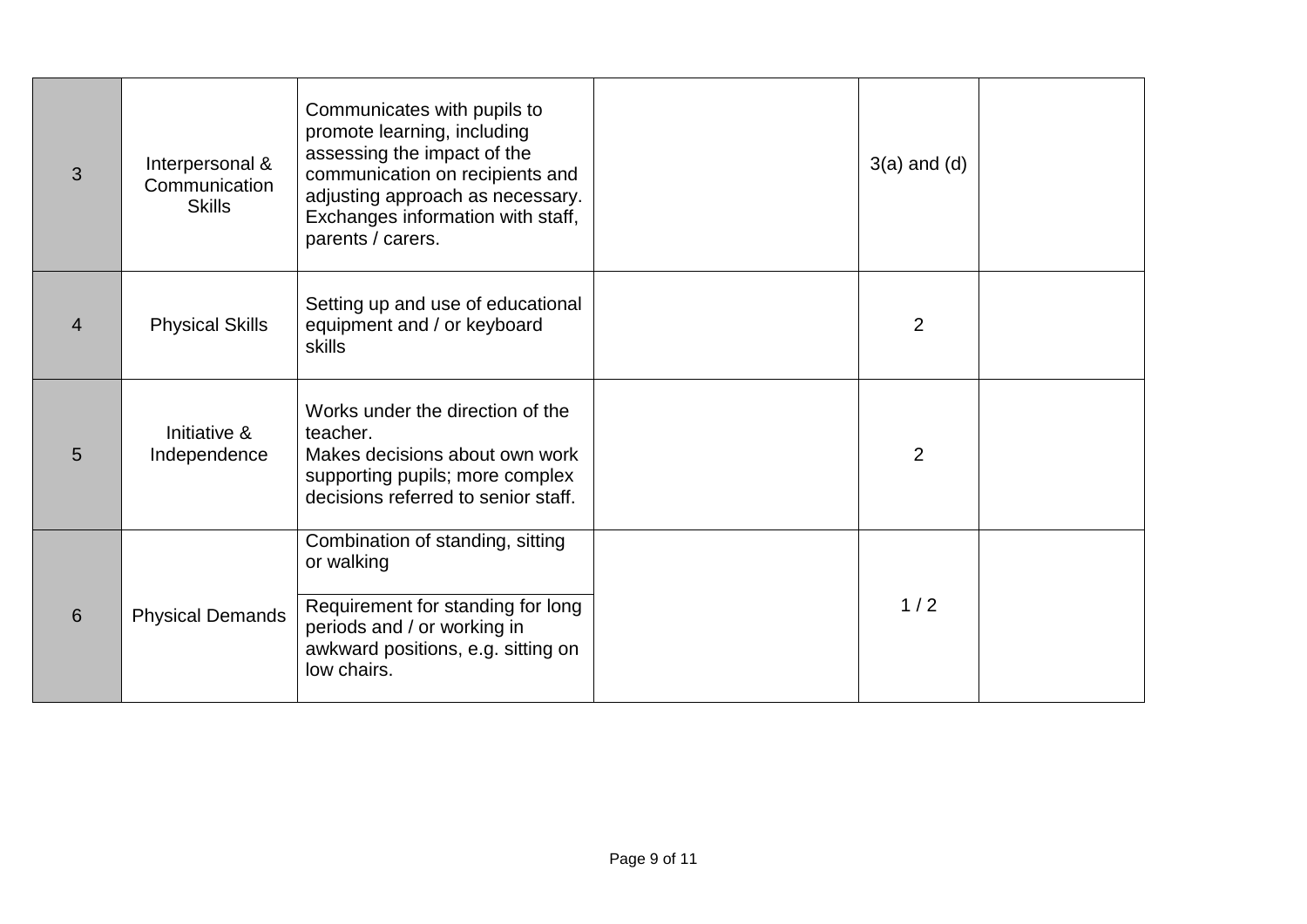| | | | | | |
|---|---|---|---|---|---|
| 3 | Interpersonal & Communication Skills | Communicates with pupils to promote learning, including assessing the impact of the communication on recipients and adjusting approach as necessary. Exchanges information with staff, parents / carers. | | 3(a) and (d) | |
| 4 | Physical Skills | Setting up and use of educational equipment and / or keyboard skills | | 2 | |
| 5 | Initiative & Independence | Works under the direction of the teacher.<br>Makes decisions about own work supporting pupils; more complex decisions referred to senior staff. | | 2 | |
| 6 | Physical Demands | Combination of standing, sitting or walking<br><br>Requirement for standing for long periods and / or working in awkward positions, e.g. sitting on low chairs. | | 1 / 2 | |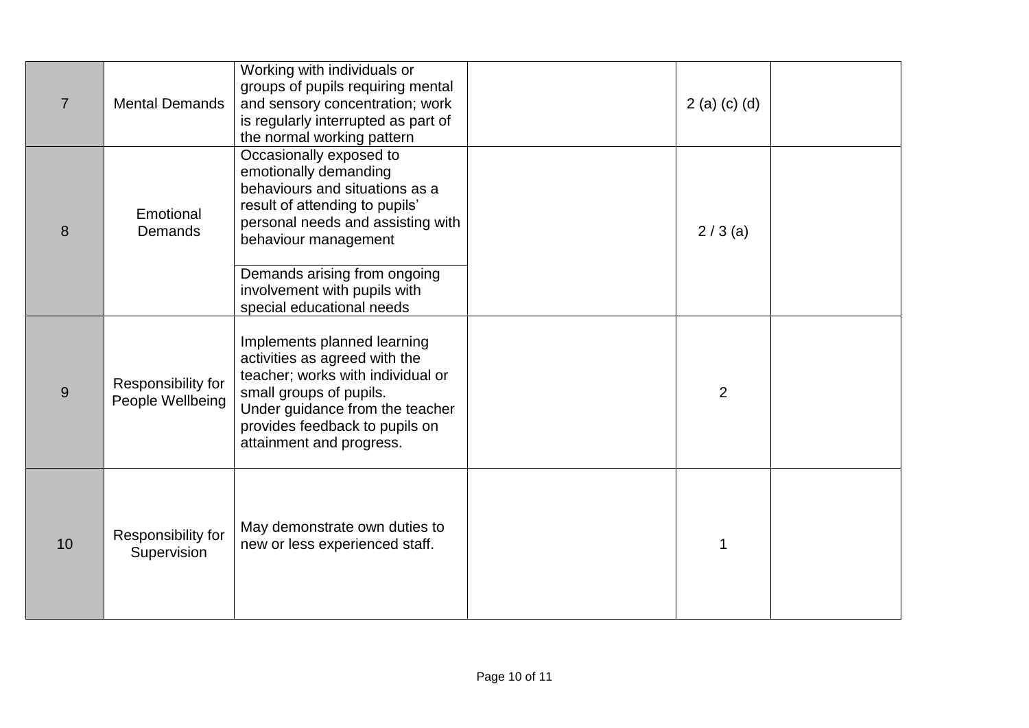|  |  |  |  |  |  |
|---|---|---|---|---|---|
| 7 | Mental Demands | Working with individuals or groups of pupils requiring mental and sensory concentration; work is regularly interrupted as part of the normal working pattern |  | 2 (a) (c) (d) |  |
| 8 | Emotional Demands | Occasionally exposed to emotionally demanding behaviours and situations as a result of attending to pupils' personal needs and assisting with behaviour management<br><br>Demands arising from ongoing involvement with pupils with special educational needs |  | 2 / 3 (a) |  |
| 9 | Responsibility for People Wellbeing | Implements planned learning activities as agreed with the teacher; works with individual or small groups of pupils.<br>Under guidance from the teacher provides feedback to pupils on attainment and progress. |  | 2 |  |
| 10 | Responsibility for Supervision | May demonstrate own duties to new or less experienced staff. |  | 1 |  |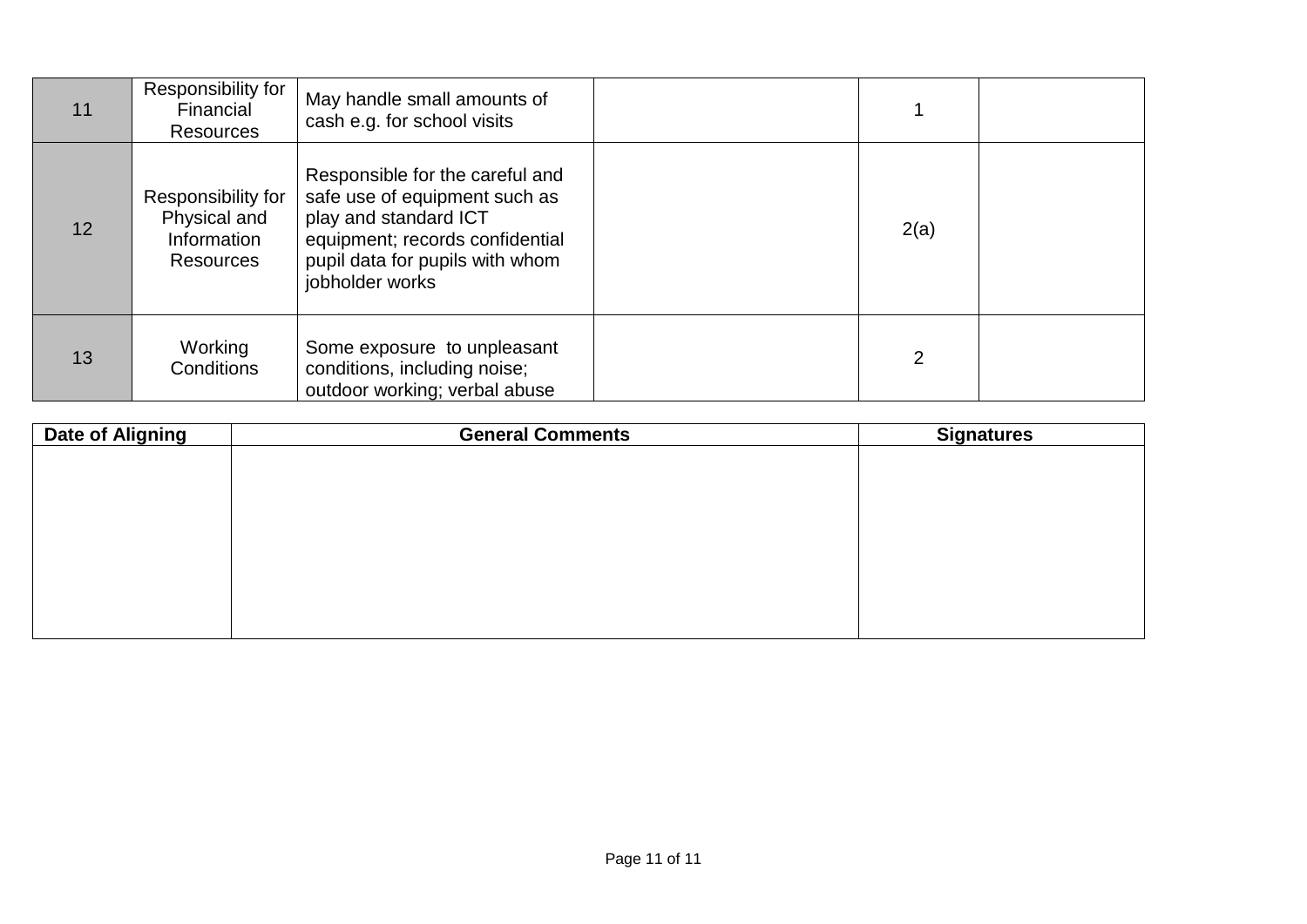| | | | | | |
|---|---|---|---|---|---|
| 11 | Responsibility for Financial Resources | May handle small amounts of cash e.g. for school visits | | 1 | |
| 12 | Responsibility for Physical and Information Resources | Responsible for the careful and safe use of equipment such as play and standard ICT equipment; records confidential pupil data for pupils with whom jobholder works | | 2(a) | |
| 13 | Working Conditions | Some exposure to unpleasant conditions, including noise; outdoor working; verbal abuse | | 2 | |

| Date of Aligning | General Comments | Signatures |
|---|---|---|
| | | |